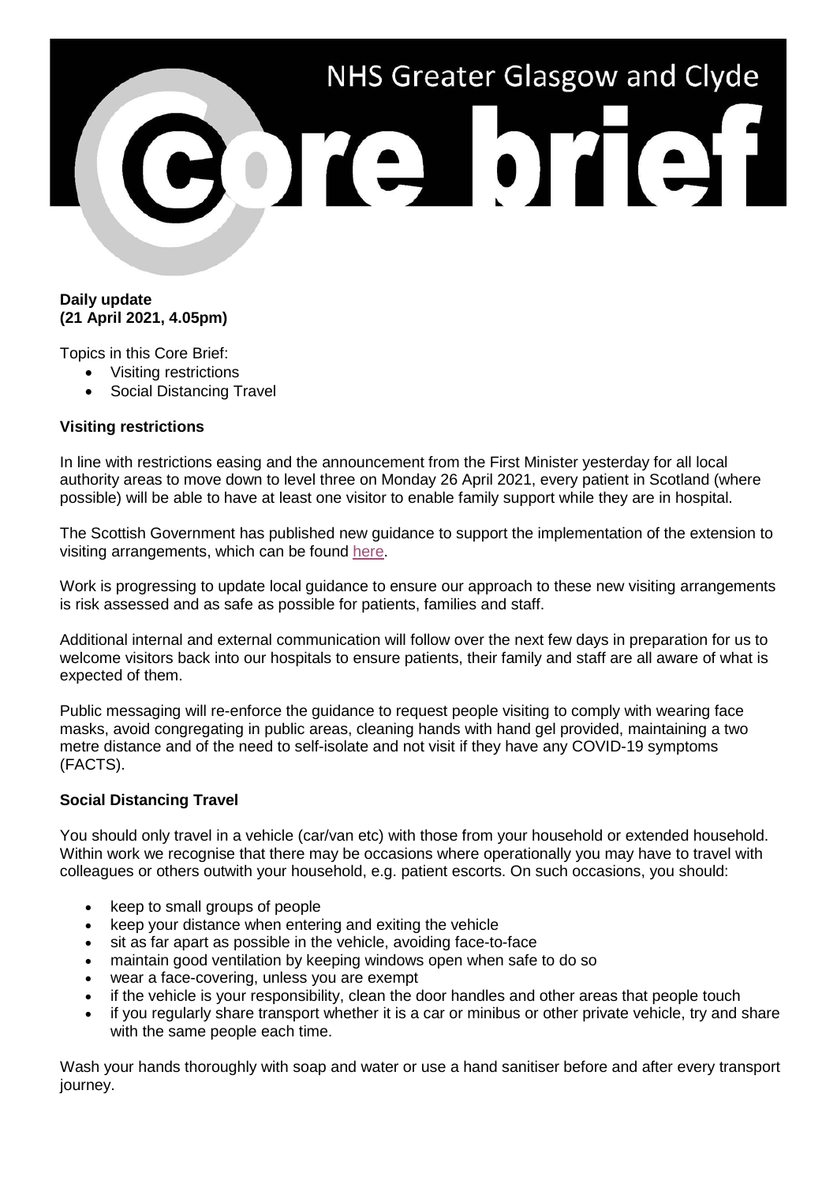# NHS Greater Glasgow and Clyde Core brief

**Daily update**
**(21 April 2021, 4.05pm)**

Topics in this Core Brief:

- Visiting restrictions
- Social Distancing Travel

**Visiting restrictions**

In line with restrictions easing and the announcement from the First Minister yesterday for all local authority areas to move down to level three on Monday 26 April 2021, every patient in Scotland (where possible) will be able to have at least one visitor to enable family support while they are in hospital.

The Scottish Government has published new guidance to support the implementation of the extension to visiting arrangements, which can be found here.

Work is progressing to update local guidance to ensure our approach to these new visiting arrangements is risk assessed and as safe as possible for patients, families and staff.

Additional internal and external communication will follow over the next few days in preparation for us to welcome visitors back into our hospitals to ensure patients, their family and staff are all aware of what is expected of them.

Public messaging will re-enforce the guidance to request people visiting to comply with wearing face masks, avoid congregating in public areas, cleaning hands with hand gel provided, maintaining a two metre distance and of the need to self-isolate and not visit if they have any COVID-19 symptoms (FACTS).

**Social Distancing Travel**

You should only travel in a vehicle (car/van etc) with those from your household or extended household. Within work we recognise that there may be occasions where operationally you may have to travel with colleagues or others outwith your household, e.g. patient escorts. On such occasions, you should:

- keep to small groups of people
- keep your distance when entering and exiting the vehicle
- sit as far apart as possible in the vehicle, avoiding face-to-face
- maintain good ventilation by keeping windows open when safe to do so
- wear a face-covering, unless you are exempt
- if the vehicle is your responsibility, clean the door handles and other areas that people touch
- if you regularly share transport whether it is a car or minibus or other private vehicle, try and share with the same people each time.

Wash your hands thoroughly with soap and water or use a hand sanitiser before and after every transport journey.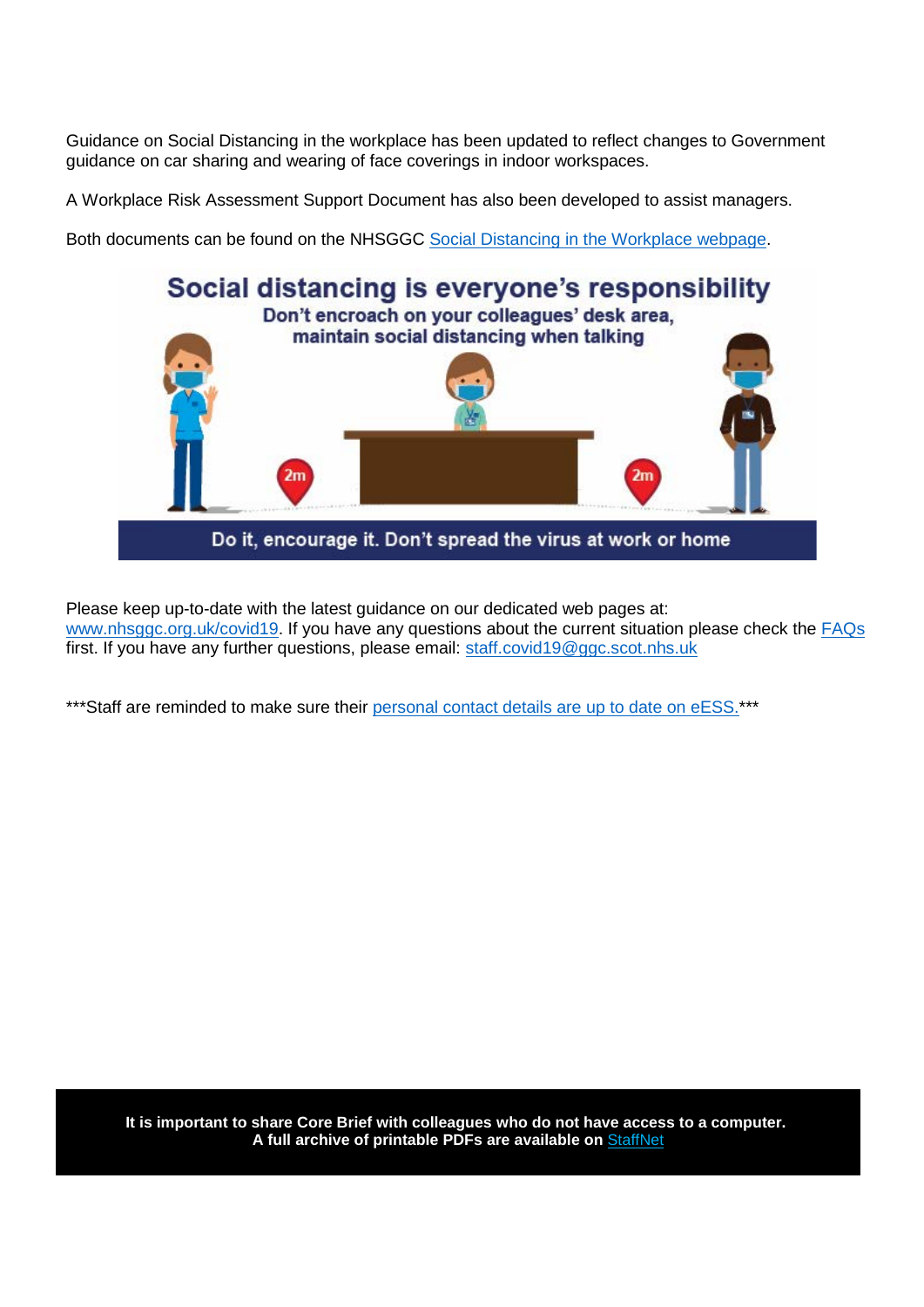Guidance on Social Distancing in the workplace has been updated to reflect changes to Government guidance on car sharing and wearing of face coverings in indoor workspaces.

A Workplace Risk Assessment Support Document has also been developed to assist managers.

Both documents can be found on the NHSGGC Social Distancing in the Workplace webpage.

Social distancing is everyone's responsibility

Don't encroach on your colleagues' desk area, maintain social distancing when talking

2m

2m

Do it, encourage it. Don't spread the virus at work or home

Please keep up-to-date with the latest guidance on our dedicated web pages at: www.nhsggc.org.uk/covid19. If you have any questions about the current situation please check the FAQs first. If you have any further questions, please email: staff.covid19@ggc.scot.nhs.uk

***Staff are reminded to make sure their personal contact details are up to date on eESS.***

**It is important to share Core Brief with colleagues who do not have access to a computer.**
**A full archive of printable PDFs are available on** StaffNet